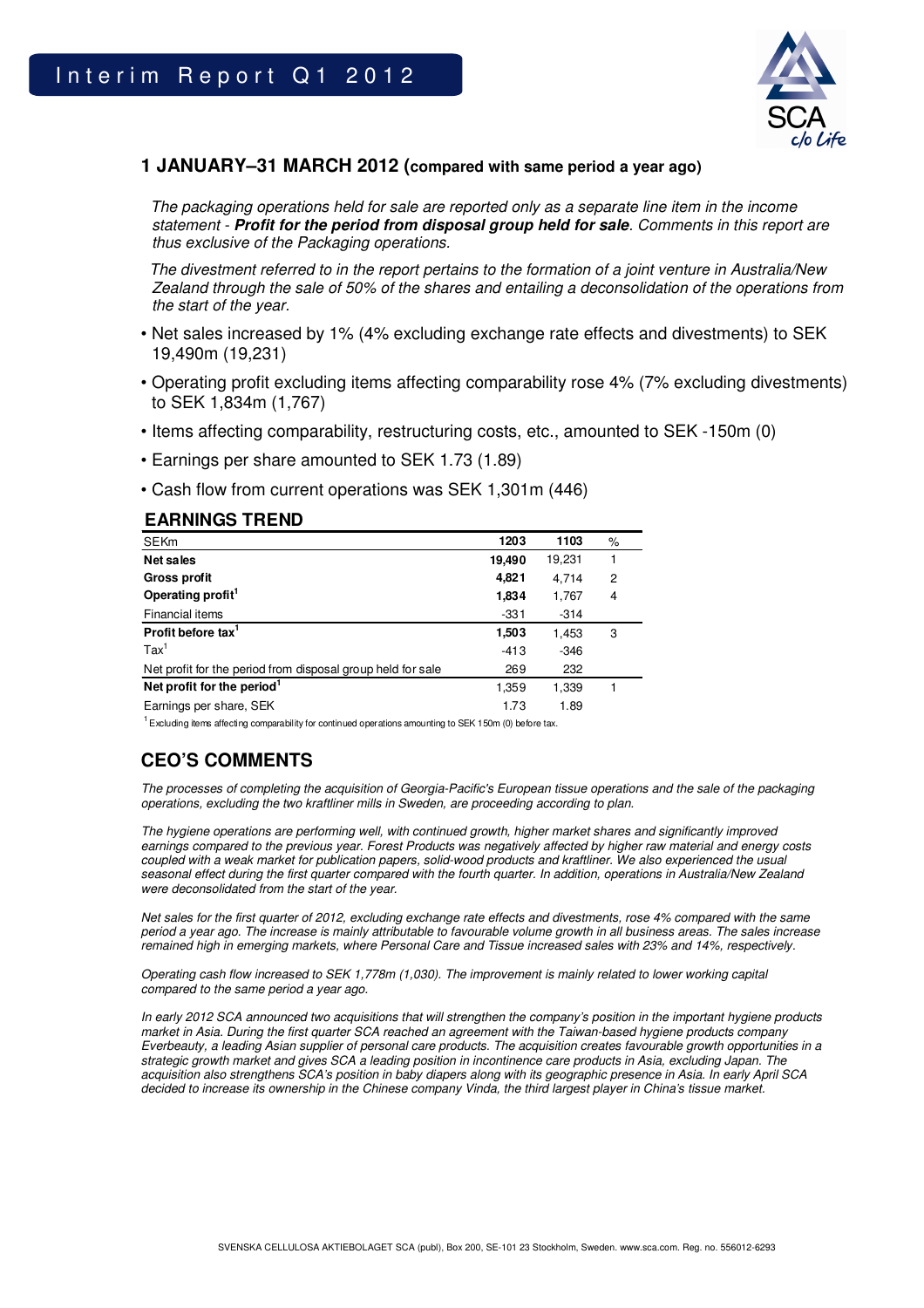# Interim Report Q1 2012

## 1 JANUARY–31 MARCH 2012 (compared with same period a year ago)

*The packaging operations held for sale are reported only as a separate line item in the income statement - **Profit for the period from disposal group held for sale**. Comments in this report are thus exclusive of the Packaging operations.*

*The divestment referred to in the report pertains to the formation of a joint venture in Australia/New Zealand through the sale of 50% of the shares and entailing a deconsolidation of the operations from the start of the year.*

- Net sales increased by 1% (4% excluding exchange rate effects and divestments) to SEK 19,490m (19,231)
- Operating profit excluding items affecting comparability rose 4% (7% excluding divestments) to SEK 1,834m (1,767)
- Items affecting comparability, restructuring costs, etc., amounted to SEK -150m (0)
- Earnings per share amounted to SEK 1.73 (1.89)
- Cash flow from current operations was SEK 1,301m (446)

## EARNINGS TREND

| SEKm | 1203 | 1103 | % |
|---|---|---|---|
| **Net sales** | **19,490** | 19,231 | 1 |
| **Gross profit** | **4,821** | 4,714 | 2 |
| **Operating profit**[1] | **1,834** | 1,767 | 4 |
| Financial items | -331 | -314 | |
| **Profit before tax**[1] | **1,503** | 1,453 | 3 |
| Tax[1] | -413 | -346 | |
| Net profit for the period from disposal group held for sale | 269 | 232 | |
| **Net profit for the period**[1] | 1,359 | 1,339 | 1 |
| Earnings per share, SEK | 1.73 | 1.89 | |

[1] Excluding items affecting comparability for continued operations amounting to SEK 150m (0) before tax.

## CEO'S COMMENTS

*The processes of completing the acquisition of Georgia-Pacific's European tissue operations and the sale of the packaging operations, excluding the two kraftliner mills in Sweden, are proceeding according to plan.*

*The hygiene operations are performing well, with continued growth, higher market shares and significantly improved earnings compared to the previous year. Forest Products was negatively affected by higher raw material and energy costs coupled with a weak market for publication papers, solid-wood products and kraftliner. We also experienced the usual seasonal effect during the first quarter compared with the fourth quarter. In addition, operations in Australia/New Zealand were deconsolidated from the start of the year.*

*Net sales for the first quarter of 2012, excluding exchange rate effects and divestments, rose 4% compared with the same period a year ago. The increase is mainly attributable to favourable volume growth in all business areas. The sales increase remained high in emerging markets, where Personal Care and Tissue increased sales with 23% and 14%, respectively.*

*Operating cash flow increased to SEK 1,778m (1,030). The improvement is mainly related to lower working capital compared to the same period a year ago.*

*In early 2012 SCA announced two acquisitions that will strengthen the company's position in the important hygiene products market in Asia. During the first quarter SCA reached an agreement with the Taiwan-based hygiene products company Everbeauty, a leading Asian supplier of personal care products. The acquisition creates favourable growth opportunities in a strategic growth market and gives SCA a leading position in incontinence care products in Asia, excluding Japan. The acquisition also strengthens SCA's position in baby diapers along with its geographic presence in Asia. In early April SCA decided to increase its ownership in the Chinese company Vinda, the third largest player in China's tissue market.*

SVENSKA CELLULOSA AKTIEBOLAGET SCA (publ), Box 200, SE-101 23 Stockholm, Sweden. www.sca.com. Reg. no. 556012-6293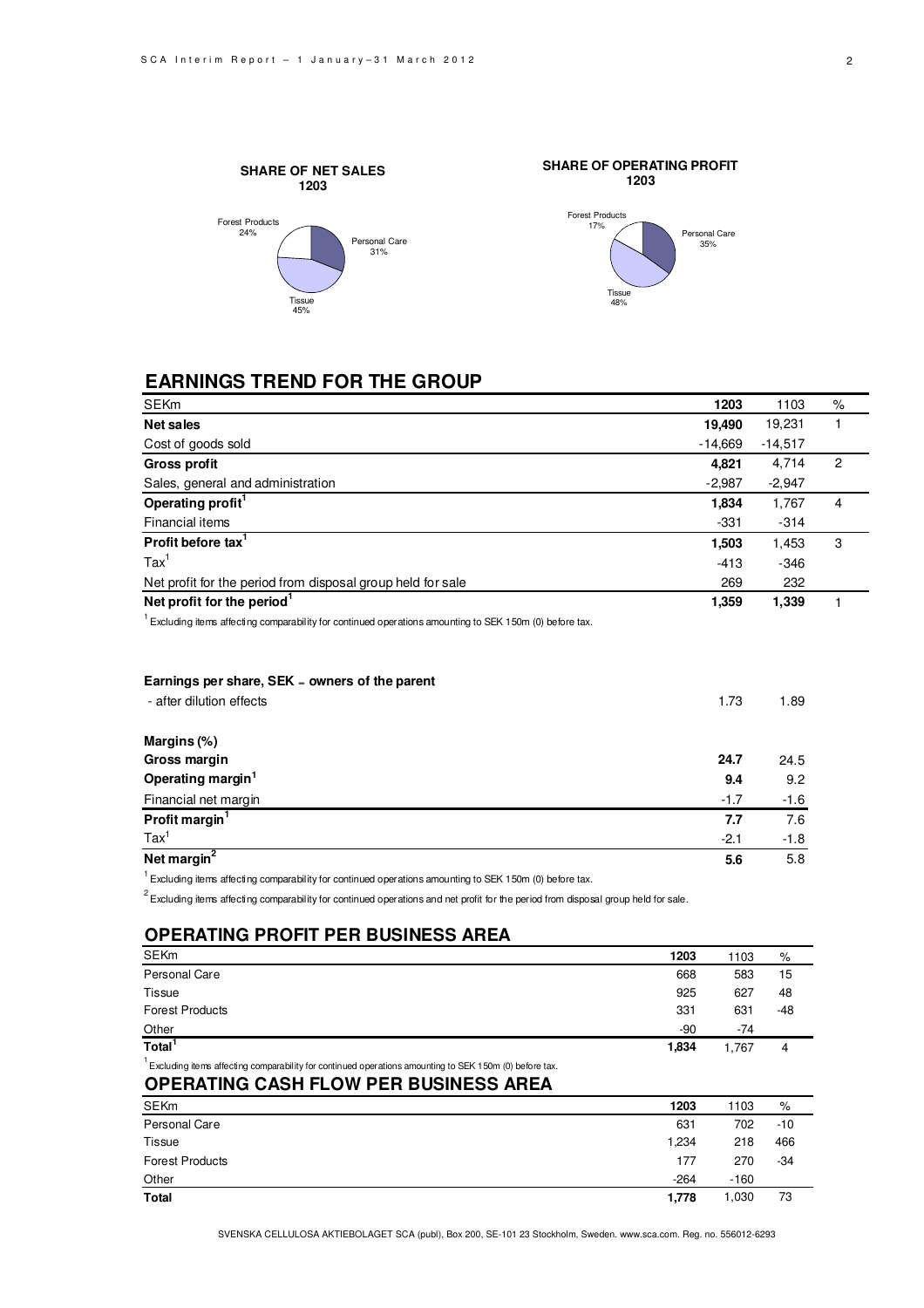SHARE OF NET SALES
1203

Forest Products
24%
Personal Care
31%
Tissue
45%

SHARE OF OPERATING PROFIT
1203

Forest Products
17%
Personal Care
35%
Tissue
48%

## EARNINGS TREND FOR THE GROUP

| SEKm | 1203 | 1103 | % |
|---|---|---|---|
| **Net sales** | **19,490** | 19,231 | 1 |
| Cost of goods sold | -14,669 | -14,517 | |
| **Gross profit** | **4,821** | 4,714 | 2 |
| Sales, general and administration | -2,987 | -2,947 | |
| **Operating profit**[1] | **1,834** | 1,767 | 4 |
| Financial items | -331 | -314 | |
| **Profit before tax**[1] | **1,503** | 1,453 | 3 |
| Tax[1] | -413 | -346 | |
| Net profit for the period from disposal group held for sale | 269 | 232 | |
| **Net profit for the period**[1] | **1,359** | **1,339** | 1 |

[1] Excluding items affecting comparability for continued operations amounting to SEK 150m (0) before tax.

| | | | |
|---|---|---|---|
| **Earnings per share, SEK - owners of the parent** | | | |
| - after dilution effects | 1.73 | 1.89 | |
| | | | |
| **Margins (%)** | | | |
| **Gross margin** | **24.7** | 24.5 | |
| **Operating margin**[1] | **9.4** | 9.2 | |
| Financial net margin | -1.7 | -1.6 | |
| **Profit margin**[1] | **7.7** | 7.6 | |
| Tax[1] | -2.1 | -1.8 | |
| **Net margin**[2] | **5.6** | 5.8 | |

[1] Excluding items affecting comparability for continued operations amounting to SEK 150m (0) before tax.

[2] Excluding items affecting comparability for continued operations and net profit for the period from disposal group held for sale.

## OPERATING PROFIT PER BUSINESS AREA

| SEKm | 1203 | 1103 | % |
|---|---|---|---|
| Personal Care | 668 | 583 | 15 |
| Tissue | 925 | 627 | 48 |
| Forest Products | 331 | 631 | -48 |
| Other | -90 | -74 | |
| **Total**[1] | **1,834** | 1,767 | 4 |

[1] Excluding items affecting comparability for continued operations amounting to SEK 150m (0) before tax.

## OPERATING CASH FLOW PER BUSINESS AREA

| SEKm | 1203 | 1103 | % |
|---|---|---|---|
| Personal Care | 631 | 702 | -10 |
| Tissue | 1,234 | 218 | 466 |
| Forest Products | 177 | 270 | -34 |
| Other | -264 | -160 | |
| **Total** | **1,778** | 1,030 | 73 |

SVENSKA CELLULOSA AKTIEBOLAGET SCA (publ), Box 200, SE-101 23 Stockholm, Sweden. www.sca.com. Reg. no. 556012-6293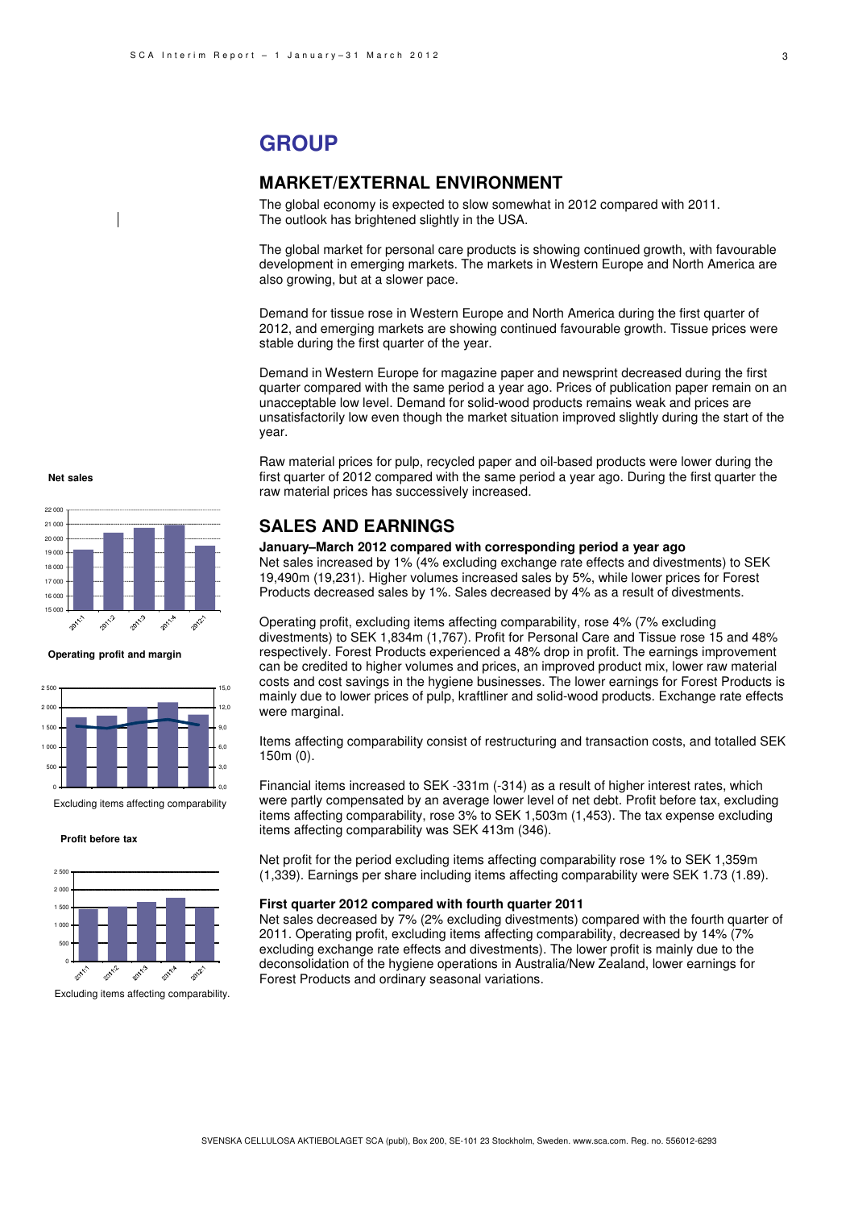# GROUP

## MARKET/EXTERNAL ENVIRONMENT

The global economy is expected to slow somewhat in 2012 compared with 2011. The outlook has brightened slightly in the USA.

The global market for personal care products is showing continued growth, with favourable development in emerging markets. The markets in Western Europe and North America are also growing, but at a slower pace.

Demand for tissue rose in Western Europe and North America during the first quarter of 2012, and emerging markets are showing continued favourable growth. Tissue prices were stable during the first quarter of the year.

Demand in Western Europe for magazine paper and newsprint decreased during the first quarter compared with the same period a year ago. Prices of publication paper remain on an unacceptable low level. Demand for solid-wood products remains weak and prices are unsatisfactorily low even though the market situation improved slightly during the start of the year.

Raw material prices for pulp, recycled paper and oil-based products were lower during the first quarter of 2012 compared with the same period a year ago. During the first quarter the raw material prices has successively increased.

**Net sales**

22 000
21 000
20 000
19 000
18 000
17 000
16 000
15 000
2011:1
2011:2
2011:3
2011:4
2012:1

**Operating profit and margin**

2 500
2 000
1 500
1 000
500
0
15,0
12,0
9,0
6,0
3,0
0,0

Excluding items affecting comparability

**Profit before tax**

2 500
2 000
1 500
1 000
500
0
2011:1
2011:2
2011:3
2011:4
2012:1

Excluding items affecting comparability.

## SALES AND EARNINGS

**January–March 2012 compared with corresponding period a year ago**

Net sales increased by 1% (4% excluding exchange rate effects and divestments) to SEK 19,490m (19,231). Higher volumes increased sales by 5%, while lower prices for Forest Products decreased sales by 1%. Sales decreased by 4% as a result of divestments.

Operating profit, excluding items affecting comparability, rose 4% (7% excluding divestments) to SEK 1,834m (1,767). Profit for Personal Care and Tissue rose 15 and 48% respectively. Forest Products experienced a 48% drop in profit. The earnings improvement can be credited to higher volumes and prices, an improved product mix, lower raw material costs and cost savings in the hygiene businesses. The lower earnings for Forest Products is mainly due to lower prices of pulp, kraftliner and solid-wood products. Exchange rate effects were marginal.

Items affecting comparability consist of restructuring and transaction costs, and totalled SEK 150m (0).

Financial items increased to SEK -331m (-314) as a result of higher interest rates, which were partly compensated by an average lower level of net debt. Profit before tax, excluding items affecting comparability, rose 3% to SEK 1,503m (1,453). The tax expense excluding items affecting comparability was SEK 413m (346).

Net profit for the period excluding items affecting comparability rose 1% to SEK 1,359m (1,339). Earnings per share including items affecting comparability were SEK 1.73 (1.89).

**First quarter 2012 compared with fourth quarter 2011**

Net sales decreased by 7% (2% excluding divestments) compared with the fourth quarter of 2011. Operating profit, excluding items affecting comparability, decreased by 14% (7% excluding exchange rate effects and divestments). The lower profit is mainly due to the deconsolidation of the hygiene operations in Australia/New Zealand, lower earnings for Forest Products and ordinary seasonal variations.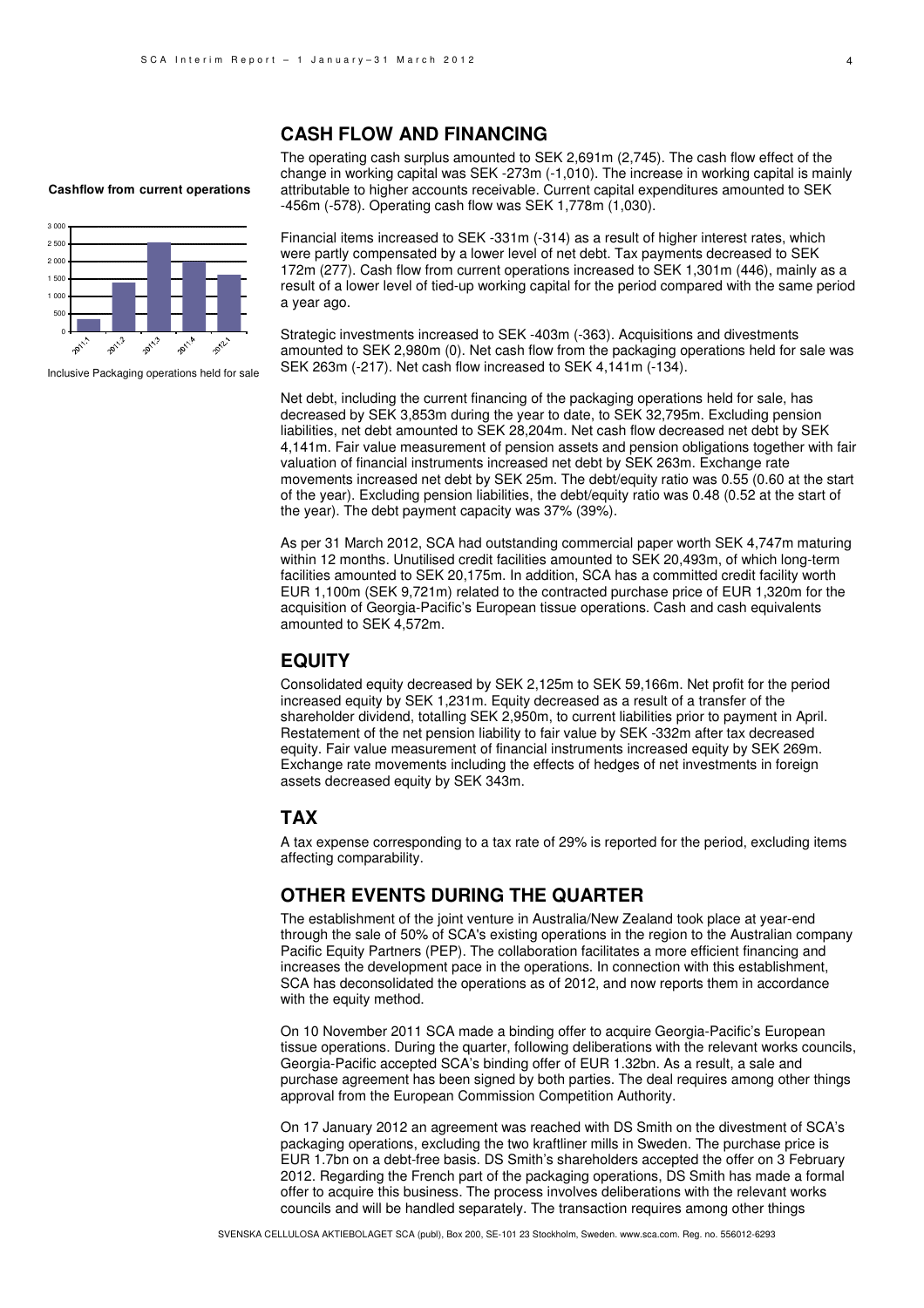**Cashflow from current operations**

3 000
2 500
2 000
1 500
1 000
500
0

2011:1
2011:2
2011:3
2011:4
2012:1

Inclusive Packaging operations held for sale

## CASH FLOW AND FINANCING

The operating cash surplus amounted to SEK 2,691m (2,745). The cash flow effect of the change in working capital was SEK -273m (-1,010). The increase in working capital is mainly attributable to higher accounts receivable. Current capital expenditures amounted to SEK -456m (-578). Operating cash flow was SEK 1,778m (1,030).

Financial items increased to SEK -331m (-314) as a result of higher interest rates, which were partly compensated by a lower level of net debt. Tax payments decreased to SEK 172m (277). Cash flow from current operations increased to SEK 1,301m (446), mainly as a result of a lower level of tied-up working capital for the period compared with the same period a year ago.

Strategic investments increased to SEK -403m (-363). Acquisitions and divestments amounted to SEK 2,980m (0). Net cash flow from the packaging operations held for sale was SEK 263m (-217). Net cash flow increased to SEK 4,141m (-134).

Net debt, including the current financing of the packaging operations held for sale, has decreased by SEK 3,853m during the year to date, to SEK 32,795m. Excluding pension liabilities, net debt amounted to SEK 28,204m. Net cash flow decreased net debt by SEK 4,141m. Fair value measurement of pension assets and pension obligations together with fair valuation of financial instruments increased net debt by SEK 263m. Exchange rate movements increased net debt by SEK 25m. The debt/equity ratio was 0.55 (0.60 at the start of the year). Excluding pension liabilities, the debt/equity ratio was 0.48 (0.52 at the start of the year). The debt payment capacity was 37% (39%).

As per 31 March 2012, SCA had outstanding commercial paper worth SEK 4,747m maturing within 12 months. Unutilised credit facilities amounted to SEK 20,493m, of which long-term facilities amounted to SEK 20,175m. In addition, SCA has a committed credit facility worth EUR 1,100m (SEK 9,721m) related to the contracted purchase price of EUR 1,320m for the acquisition of Georgia-Pacific's European tissue operations. Cash and cash equivalents amounted to SEK 4,572m.

## EQUITY

Consolidated equity decreased by SEK 2,125m to SEK 59,166m. Net profit for the period increased equity by SEK 1,231m. Equity decreased as a result of a transfer of the shareholder dividend, totalling SEK 2,950m, to current liabilities prior to payment in April. Restatement of the net pension liability to fair value by SEK -332m after tax decreased equity. Fair value measurement of financial instruments increased equity by SEK 269m. Exchange rate movements including the effects of hedges of net investments in foreign assets decreased equity by SEK 343m.

## TAX

A tax expense corresponding to a tax rate of 29% is reported for the period, excluding items affecting comparability.

## OTHER EVENTS DURING THE QUARTER

The establishment of the joint venture in Australia/New Zealand took place at year-end through the sale of 50% of SCA's existing operations in the region to the Australian company Pacific Equity Partners (PEP). The collaboration facilitates a more efficient financing and increases the development pace in the operations. In connection with this establishment, SCA has deconsolidated the operations as of 2012, and now reports them in accordance with the equity method.

On 10 November 2011 SCA made a binding offer to acquire Georgia-Pacific's European tissue operations. During the quarter, following deliberations with the relevant works councils, Georgia-Pacific accepted SCA's binding offer of EUR 1.32bn. As a result, a sale and purchase agreement has been signed by both parties. The deal requires among other things approval from the European Commission Competition Authority.

On 17 January 2012 an agreement was reached with DS Smith on the divestment of SCA's packaging operations, excluding the two kraftliner mills in Sweden. The purchase price is EUR 1.7bn on a debt-free basis. DS Smith's shareholders accepted the offer on 3 February 2012. Regarding the French part of the packaging operations, DS Smith has made a formal offer to acquire this business. The process involves deliberations with the relevant works councils and will be handled separately. The transaction requires among other things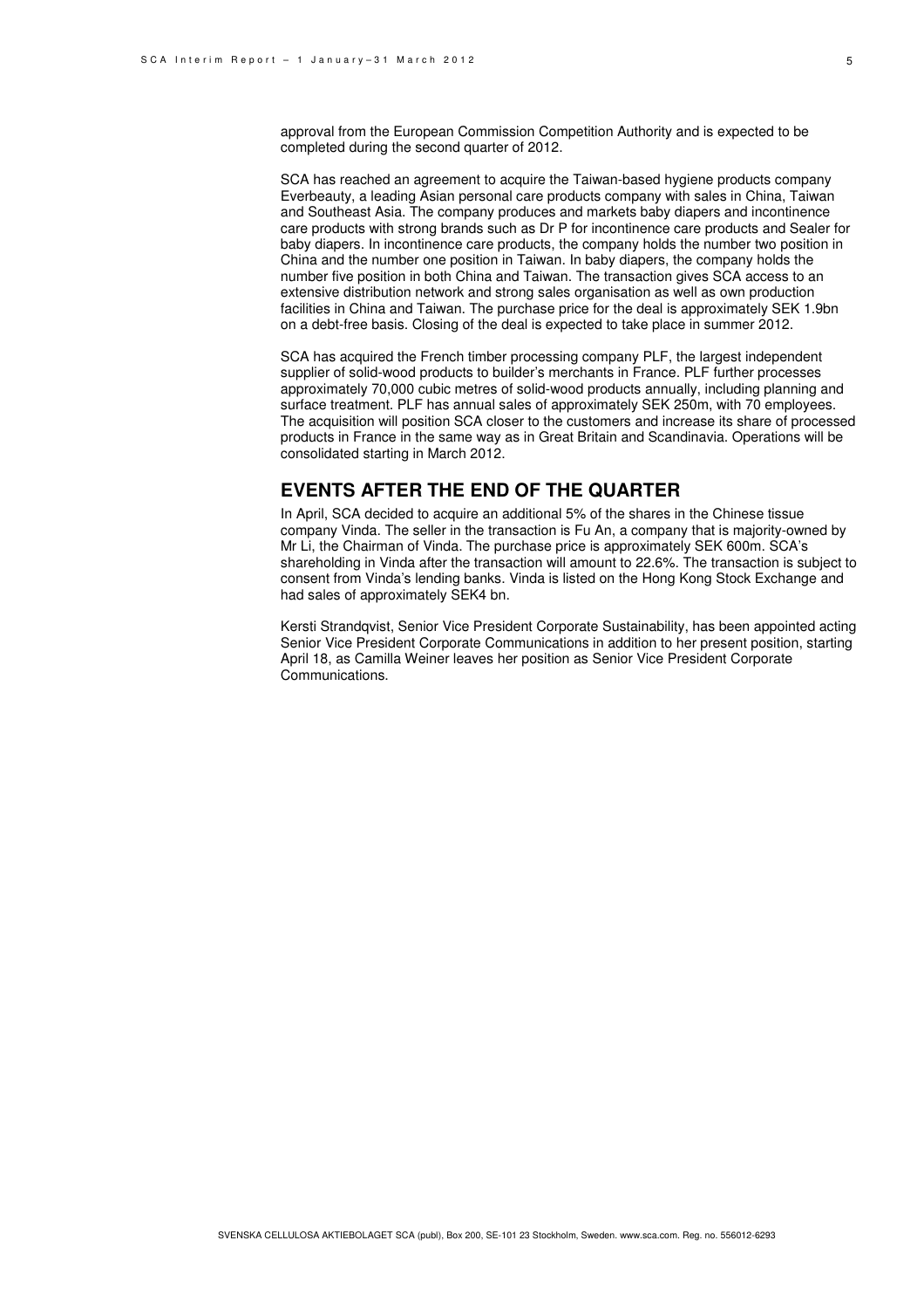approval from the European Commission Competition Authority and is expected to be completed during the second quarter of 2012.

SCA has reached an agreement to acquire the Taiwan-based hygiene products company Everbeauty, a leading Asian personal care products company with sales in China, Taiwan and Southeast Asia. The company produces and markets baby diapers and incontinence care products with strong brands such as Dr P for incontinence care products and Sealer for baby diapers. In incontinence care products, the company holds the number two position in China and the number one position in Taiwan. In baby diapers, the company holds the number five position in both China and Taiwan. The transaction gives SCA access to an extensive distribution network and strong sales organisation as well as own production facilities in China and Taiwan. The purchase price for the deal is approximately SEK 1.9bn on a debt-free basis. Closing of the deal is expected to take place in summer 2012.

SCA has acquired the French timber processing company PLF, the largest independent supplier of solid-wood products to builder's merchants in France. PLF further processes approximately 70,000 cubic metres of solid-wood products annually, including planning and surface treatment. PLF has annual sales of approximately SEK 250m, with 70 employees. The acquisition will position SCA closer to the customers and increase its share of processed products in France in the same way as in Great Britain and Scandinavia. Operations will be consolidated starting in March 2012.

## EVENTS AFTER THE END OF THE QUARTER

In April, SCA decided to acquire an additional 5% of the shares in the Chinese tissue company Vinda. The seller in the transaction is Fu An, a company that is majority-owned by Mr Li, the Chairman of Vinda. The purchase price is approximately SEK 600m. SCA's shareholding in Vinda after the transaction will amount to 22.6%. The transaction is subject to consent from Vinda's lending banks. Vinda is listed on the Hong Kong Stock Exchange and had sales of approximately SEK4 bn.

Kersti Strandqvist, Senior Vice President Corporate Sustainability, has been appointed acting Senior Vice President Corporate Communications in addition to her present position, starting April 18, as Camilla Weiner leaves her position as Senior Vice President Corporate Communications.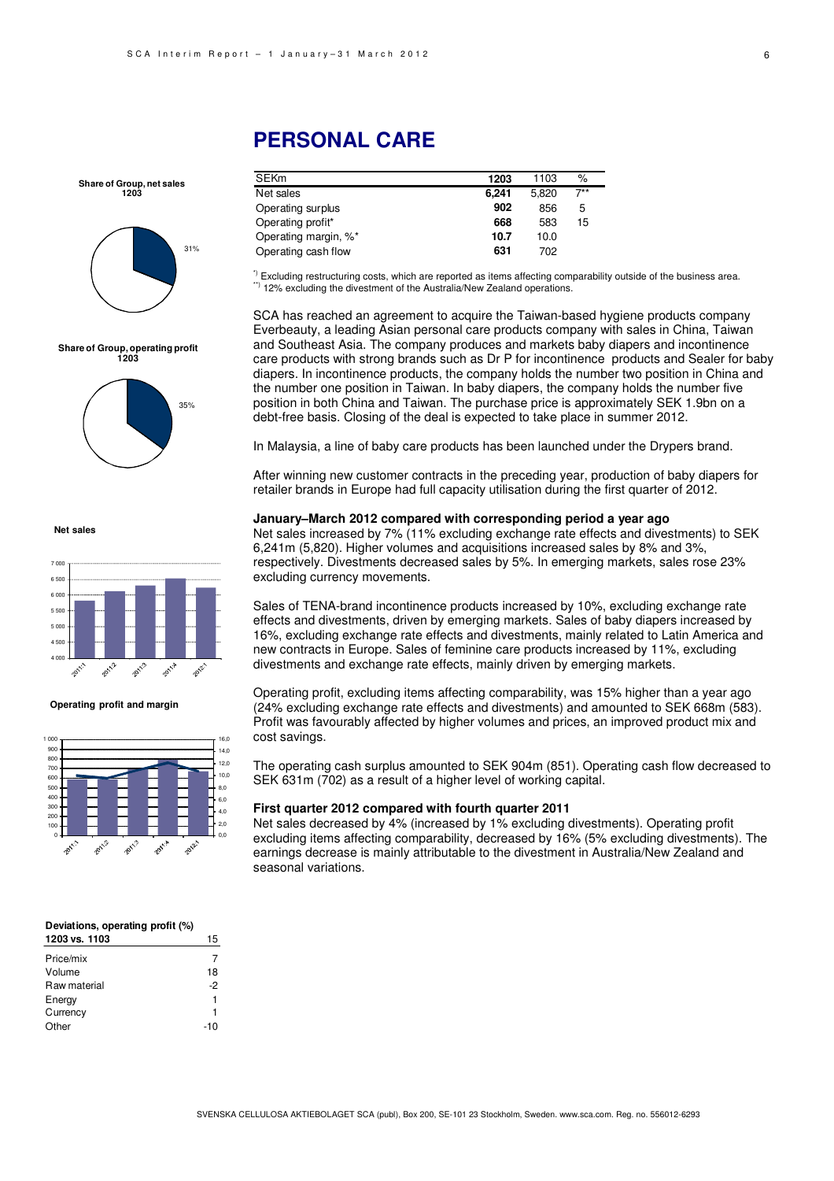# PERSONAL CARE

| SEKm | 1203 | 1103 | % |
|---|---|---|---|
| Net sales | **6,241** | 5,820 | 7** |
| Operating surplus | **902** | 856 | 5 |
| Operating profit* | **668** | 583 | 15 |
| Operating margin, %* | **10.7** | 10.0 | |
| Operating cash flow | **631** | 702 | |

*) Excluding restructuring costs, which are reported as items affecting comparability outside of the business area.
**) 12% excluding the divestment of the Australia/New Zealand operations.

SCA has reached an agreement to acquire the Taiwan-based hygiene products company Everbeauty, a leading Asian personal care products company with sales in China, Taiwan and Southeast Asia. The company produces and markets baby diapers and incontinence care products with strong brands such as Dr P for incontinence products and Sealer for baby diapers. In incontinence products, the company holds the number two position in China and the number one position in Taiwan. In baby diapers, the company holds the number five position in both China and Taiwan. The purchase price is approximately SEK 1.9bn on a debt-free basis. Closing of the deal is expected to take place in summer 2012.

In Malaysia, a line of baby care products has been launched under the Drypers brand.

After winning new customer contracts in the preceding year, production of baby diapers for retailer brands in Europe had full capacity utilisation during the first quarter of 2012.

**January–March 2012 compared with corresponding period a year ago**

Net sales increased by 7% (11% excluding exchange rate effects and divestments) to SEK 6,241m (5,820). Higher volumes and acquisitions increased sales by 8% and 3%, respectively. Divestments decreased sales by 5%. In emerging markets, sales rose 23% excluding currency movements.

Sales of TENA-brand incontinence products increased by 10%, excluding exchange rate effects and divestments, driven by emerging markets. Sales of baby diapers increased by 16%, excluding exchange rate effects and divestments, mainly related to Latin America and new contracts in Europe. Sales of feminine care products increased by 11%, excluding divestments and exchange rate effects, mainly driven by emerging markets.

Operating profit, excluding items affecting comparability, was 15% higher than a year ago (24% excluding exchange rate effects and divestments) and amounted to SEK 668m (583). Profit was favourably affected by higher volumes and prices, an improved product mix and cost savings.

The operating cash surplus amounted to SEK 904m (851). Operating cash flow decreased to SEK 631m (702) as a result of a higher level of working capital.

**First quarter 2012 compared with fourth quarter 2011**

Net sales decreased by 4% (increased by 1% excluding divestments). Operating profit excluding items affecting comparability, decreased by 16% (5% excluding divestments). The earnings decrease is mainly attributable to the divestment in Australia/New Zealand and seasonal variations.

**Share of Group, net sales 1203**

31%

**Share of Group, operating profit 1203**

35%

**Net sales**

7 000
6 500
6 000
5 500
5 000
4 500
4 000

2011:1 2011:2 2011:3 2011:4 2012:1

**Operating profit and margin**

1 000
900
800
700
600
500
400
300
200
100
0

16,0
14,0
12,0
10,0
8,0
6,0
4,0
2,0
0,0

2011:1 2011:2 2011:3 2011:4 2012:1

| **Deviations, operating profit (%)** | |
|---|---|
| **1203 vs. 1103** | 15 |
| Price/mix | 7 |
| Volume | 18 |
| Raw material | -2 |
| Energy | 1 |
| Currency | 1 |
| Other | -10 |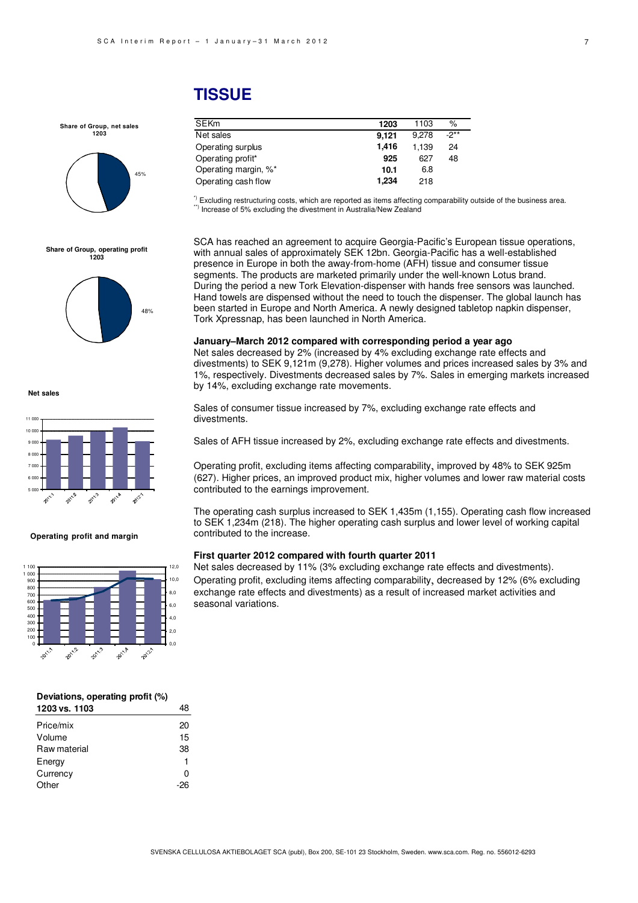# TISSUE

| SEKm | 1203 | 1103 | % |
|---|---|---|---|
| Net sales | **9,121** | 9,278 | -2** |
| Operating surplus | **1,416** | 1,139 | 24 |
| Operating profit* | **925** | 627 | 48 |
| Operating margin, %* | **10.1** | 6.8 | |
| Operating cash flow | **1,234** | 218 | |

*) Excluding restructuring costs, which are reported as items affecting comparability outside of the business area.
**) Increase of 5% excluding the divestment in Australia/New Zealand

Share of Group, net sales 1203

45%

Share of Group, operating profit 1203

48%

Net sales

11 000
10 000
9 000
8 000
7 000
6 000
5 000
2011:1
2011:2
2011:3
2011:4
2012:1

Operating profit and margin

1 100
1 000
900
800
700
600
500
400
300
200
100
0
12,0
10,0
8,0
6,0
4,0
2,0
0,0
2011:1
2011:2
2011:3
2011:4
2012:1

SCA has reached an agreement to acquire Georgia-Pacific's European tissue operations, with annual sales of approximately SEK 12bn. Georgia-Pacific has a well-established presence in Europe in both the away-from-home (AFH) tissue and consumer tissue segments. The products are marketed primarily under the well-known Lotus brand. During the period a new Tork Elevation-dispenser with hands free sensors was launched. Hand towels are dispensed without the need to touch the dispenser. The global launch has been started in Europe and North America. A newly designed tabletop napkin dispenser, Tork Xpressnap, has been launched in North America.

### January–March 2012 compared with corresponding period a year ago

Net sales decreased by 2% (increased by 4% excluding exchange rate effects and divestments) to SEK 9,121m (9,278). Higher volumes and prices increased sales by 3% and 1%, respectively. Divestments decreased sales by 7%. Sales in emerging markets increased by 14%, excluding exchange rate movements.

Sales of consumer tissue increased by 7%, excluding exchange rate effects and divestments.

Sales of AFH tissue increased by 2%, excluding exchange rate effects and divestments.

Operating profit, excluding items affecting comparability, improved by 48% to SEK 925m (627). Higher prices, an improved product mix, higher volumes and lower raw material costs contributed to the earnings improvement.

The operating cash surplus increased to SEK 1,435m (1,155). Operating cash flow increased to SEK 1,234m (218). The higher operating cash surplus and lower level of working capital contributed to the increase.

### First quarter 2012 compared with fourth quarter 2011

Net sales decreased by 11% (3% excluding exchange rate effects and divestments). Operating profit, excluding items affecting comparability, decreased by 12% (6% excluding exchange rate effects and divestments) as a result of increased market activities and seasonal variations.

| Deviations, operating profit (%) 1203 vs. 1103 | 48 |
|---|---|
| Price/mix | 20 |
| Volume | 15 |
| Raw material | 38 |
| Energy | 1 |
| Currency | 0 |
| Other | -26 |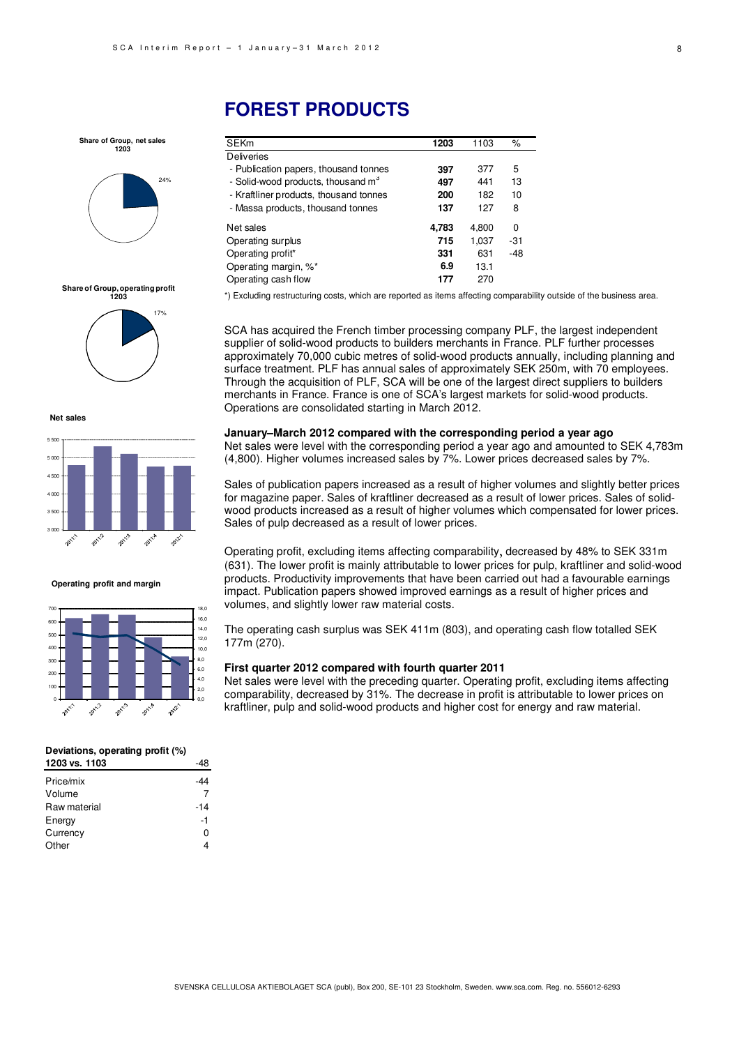# FOREST PRODUCTS

Share of Group, net sales
1203

24%

Share of Group, operating profit
1203

17%

Net sales

5 500
5 000
4 500
4 000
3 500
3 000

2011:1
2011:2
2011:3
2011:4
2012:1

Operating profit and margin

700
600
500
400
300
200
100
0

18,0
16,0
14,0
12,0
10,0
8,0
6,0
4,0
2,0
0,0

2011:1
2011:2
2011:3
2011:4
2012:1

**Deviations, operating profit (%)**

| **1203 vs. 1103** | -48 |
|---|---|
| Price/mix | -44 |
| Volume | 7 |
| Raw material | -14 |
| Energy | -1 |
| Currency | 0 |
| Other | 4 |

| SEKm | 1203 | 1103 | % |
|---|---|---|---|
| Deliveries | | | |
| - Publication papers, thousand tonnes | **397** | 377 | 5 |
| - Solid-wood products, thousand m$^3$ | **497** | 441 | 13 |
| - Kraftliner products, thousand tonnes | **200** | 182 | 10 |
| - Massa products, thousand tonnes | **137** | 127 | 8 |
| Net sales | **4,783** | 4,800 | 0 |
| Operating surplus | **715** | 1,037 | -31 |
| Operating profit* | **331** | 631 | -48 |
| Operating margin, %* | **6.9** | 13.1 | |
| Operating cash flow | **177** | 270 | |

*) Excluding restructuring costs, which are reported as items affecting comparability outside of the business area.

SCA has acquired the French timber processing company PLF, the largest independent supplier of solid-wood products to builders merchants in France. PLF further processes approximately 70,000 cubic metres of solid-wood products annually, including planning and surface treatment. PLF has annual sales of approximately SEK 250m, with 70 employees. Through the acquisition of PLF, SCA will be one of the largest direct suppliers to builders merchants in France. France is one of SCA's largest markets for solid-wood products. Operations are consolidated starting in March 2012.

**January–March 2012 compared with the corresponding period a year ago**

Net sales were level with the corresponding period a year ago and amounted to SEK 4,783m (4,800). Higher volumes increased sales by 7%. Lower prices decreased sales by 7%.

Sales of publication papers increased as a result of higher volumes and slightly better prices for magazine paper. Sales of kraftliner decreased as a result of lower prices. Sales of solid-wood products increased as a result of higher volumes which compensated for lower prices. Sales of pulp decreased as a result of lower prices.

Operating profit, excluding items affecting comparability, decreased by 48% to SEK 331m (631). The lower profit is mainly attributable to lower prices for pulp, kraftliner and solid-wood products. Productivity improvements that have been carried out had a favourable earnings impact. Publication papers showed improved earnings as a result of higher prices and volumes, and slightly lower raw material costs.

The operating cash surplus was SEK 411m (803), and operating cash flow totalled SEK 177m (270).

**First quarter 2012 compared with fourth quarter 2011**

Net sales were level with the preceding quarter. Operating profit, excluding items affecting comparability, decreased by 31%. The decrease in profit is attributable to lower prices on kraftliner, pulp and solid-wood products and higher cost for energy and raw material.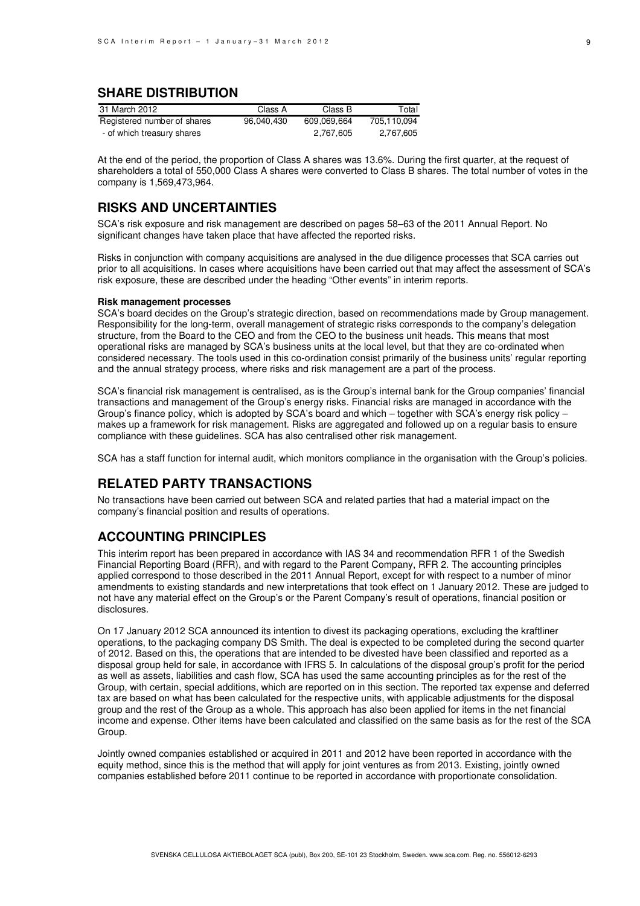## SHARE DISTRIBUTION

| 31 March 2012 | Class A | Class B | Total |
|---|---|---|---|
| Registered number of shares | 96,040,430 | 609,069,664 | 705,110,094 |
| - of which treasury shares | | 2,767,605 | 2,767,605 |

At the end of the period, the proportion of Class A shares was 13.6%. During the first quarter, at the request of shareholders a total of 550,000 Class A shares were converted to Class B shares. The total number of votes in the company is 1,569,473,964.

## RISKS AND UNCERTAINTIES

SCA's risk exposure and risk management are described on pages 58–63 of the 2011 Annual Report. No significant changes have taken place that have affected the reported risks.

Risks in conjunction with company acquisitions are analysed in the due diligence processes that SCA carries out prior to all acquisitions. In cases where acquisitions have been carried out that may affect the assessment of SCA's risk exposure, these are described under the heading "Other events" in interim reports.

**Risk management processes**

SCA's board decides on the Group's strategic direction, based on recommendations made by Group management. Responsibility for the long-term, overall management of strategic risks corresponds to the company's delegation structure, from the Board to the CEO and from the CEO to the business unit heads. This means that most operational risks are managed by SCA's business units at the local level, but that they are co-ordinated when considered necessary. The tools used in this co-ordination consist primarily of the business units' regular reporting and the annual strategy process, where risks and risk management are a part of the process.

SCA's financial risk management is centralised, as is the Group's internal bank for the Group companies' financial transactions and management of the Group's energy risks. Financial risks are managed in accordance with the Group's finance policy, which is adopted by SCA's board and which – together with SCA's energy risk policy – makes up a framework for risk management. Risks are aggregated and followed up on a regular basis to ensure compliance with these guidelines. SCA has also centralised other risk management.

SCA has a staff function for internal audit, which monitors compliance in the organisation with the Group's policies.

## RELATED PARTY TRANSACTIONS

No transactions have been carried out between SCA and related parties that had a material impact on the company's financial position and results of operations.

## ACCOUNTING PRINCIPLES

This interim report has been prepared in accordance with IAS 34 and recommendation RFR 1 of the Swedish Financial Reporting Board (RFR), and with regard to the Parent Company, RFR 2. The accounting principles applied correspond to those described in the 2011 Annual Report, except for with respect to a number of minor amendments to existing standards and new interpretations that took effect on 1 January 2012. These are judged to not have any material effect on the Group's or the Parent Company's result of operations, financial position or disclosures.

On 17 January 2012 SCA announced its intention to divest its packaging operations, excluding the kraftliner operations, to the packaging company DS Smith. The deal is expected to be completed during the second quarter of 2012. Based on this, the operations that are intended to be divested have been classified and reported as a disposal group held for sale, in accordance with IFRS 5. In calculations of the disposal group's profit for the period as well as assets, liabilities and cash flow, SCA has used the same accounting principles as for the rest of the Group, with certain, special additions, which are reported on in this section. The reported tax expense and deferred tax are based on what has been calculated for the respective units, with applicable adjustments for the disposal group and the rest of the Group as a whole. This approach has also been applied for items in the net financial income and expense. Other items have been calculated and classified on the same basis as for the rest of the SCA Group.

Jointly owned companies established or acquired in 2011 and 2012 have been reported in accordance with the equity method, since this is the method that will apply for joint ventures as from 2013. Existing, jointly owned companies established before 2011 continue to be reported in accordance with proportionate consolidation.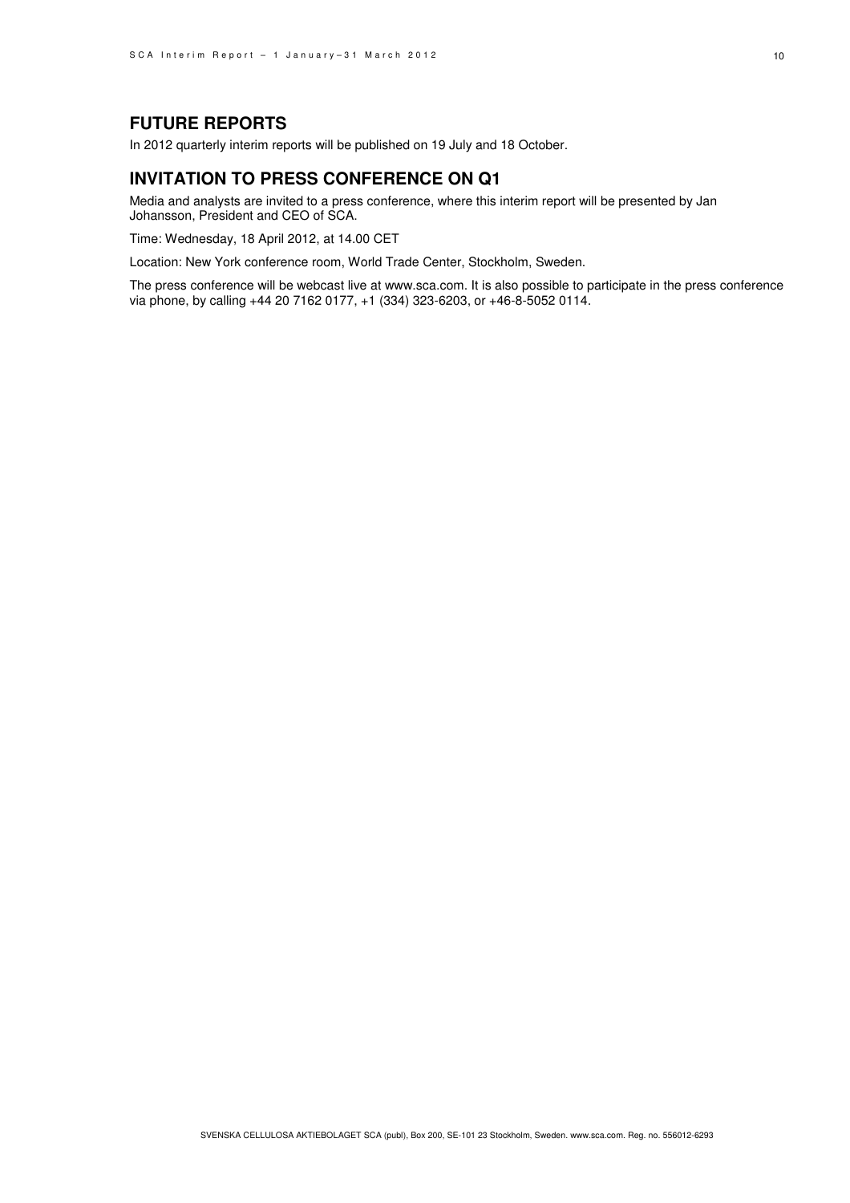## FUTURE REPORTS

In 2012 quarterly interim reports will be published on 19 July and 18 October.

## INVITATION TO PRESS CONFERENCE ON Q1

Media and analysts are invited to a press conference, where this interim report will be presented by Jan Johansson, President and CEO of SCA.

Time: Wednesday, 18 April 2012, at 14.00 CET

Location: New York conference room, World Trade Center, Stockholm, Sweden.

The press conference will be webcast live at www.sca.com. It is also possible to participate in the press conference via phone, by calling +44 20 7162 0177, +1 (334) 323-6203, or +46-8-5052 0114.

SVENSKA CELLULOSA AKTIEBOLAGET SCA (publ), Box 200, SE-101 23 Stockholm, Sweden. www.sca.com. Reg. no. 556012-6293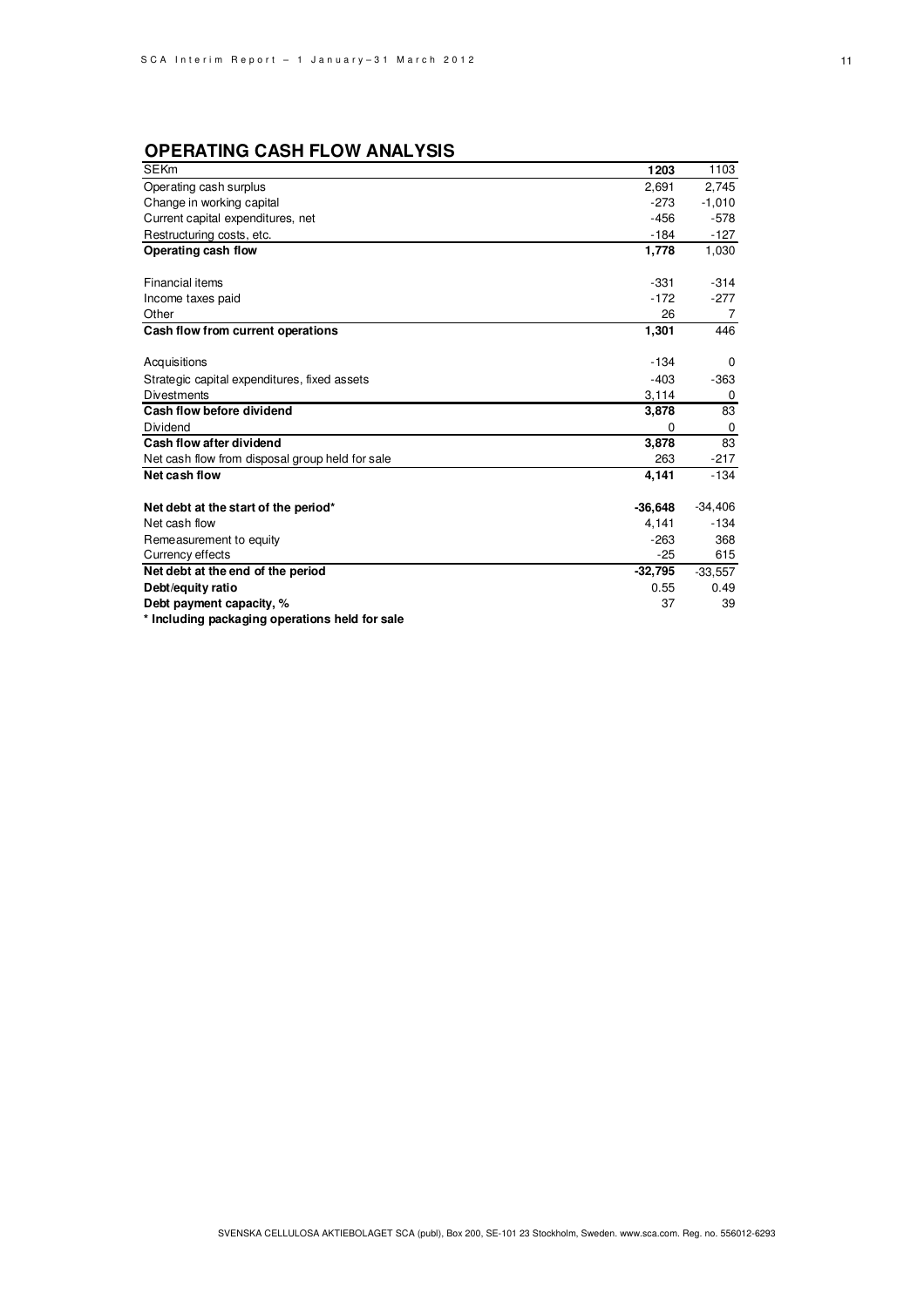## OPERATING CASH FLOW ANALYSIS

| SEKm | **1203** | 1103 |
|---|---|---|
| Operating cash surplus | 2,691 | 2,745 |
| Change in working capital | -273 | -1,010 |
| Current capital expenditures, net | -456 | -578 |
| Restructuring costs, etc. | -184 | -127 |
| **Operating cash flow** | **1,778** | 1,030 |
| | | |
| Financial items | -331 | -314 |
| Income taxes paid | -172 | -277 |
| Other | 26 | 7 |
| **Cash flow from current operations** | **1,301** | 446 |
| | | |
| Acquisitions | -134 | 0 |
| Strategic capital expenditures, fixed assets | -403 | -363 |
| Divestments | 3,114 | 0 |
| **Cash flow before dividend** | **3,878** | 83 |
| Dividend | 0 | 0 |
| **Cash flow after dividend** | **3,878** | 83 |
| Net cash flow from disposal group held for sale | 263 | -217 |
| **Net cash flow** | **4,141** | -134 |
| | | |
| **Net debt at the start of the period*** | **-36,648** | -34,406 |
| Net cash flow | 4,141 | -134 |
| Remeasurement to equity | -263 | 368 |
| Currency effects | -25 | 615 |
| **Net debt at the end of the period** | **-32,795** | -33,557 |
| **Debt/equity ratio** | 0.55 | 0.49 |
| **Debt payment capacity, %** | 37 | 39 |

**\* Including packaging operations held for sale**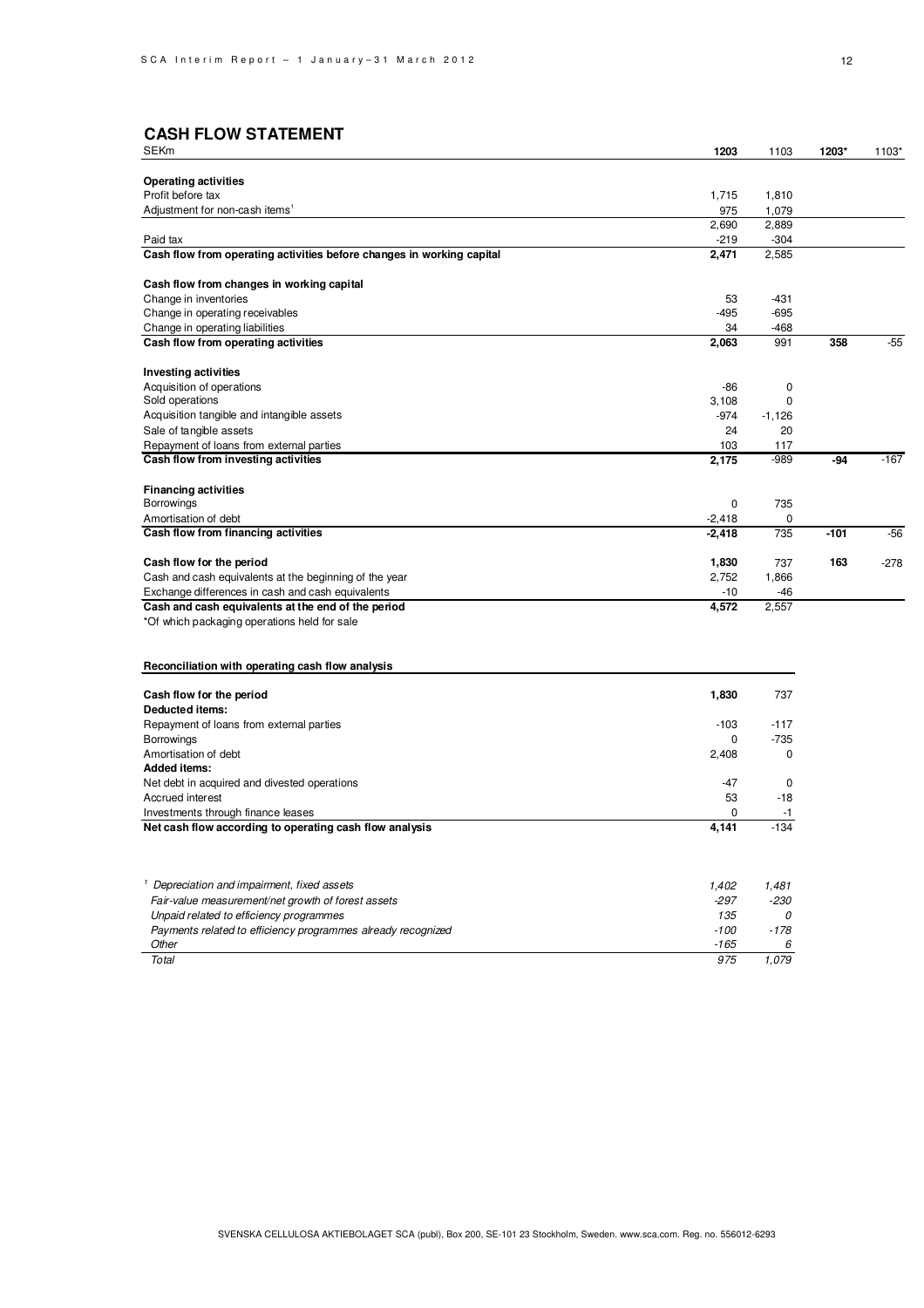## CASH FLOW STATEMENT

| SEKm | 1203 | 1103 | 1203* | 1103* |
|---|---|---|---|---|
| **Operating activities** | | | | |
| Profit before tax | 1,715 | 1,810 | | |
| Adjustment for non-cash items[1] | 975 | 1,079 | | |
| | 2,690 | 2,889 | | |
| Paid tax | -219 | -304 | | |
| **Cash flow from operating activities before changes in working capital** | **2,471** | 2,585 | | |
| | | | | |
| **Cash flow from changes in working capital** | | | | |
| Change in inventories | 53 | -431 | | |
| Change in operating receivables | -495 | -695 | | |
| Change in operating liabilities | 34 | -468 | | |
| **Cash flow from operating activities** | **2,063** | 991 | **358** | -55 |
| | | | | |
| **Investing activities** | | | | |
| Acquisition of operations | -86 | 0 | | |
| Sold operations | 3,108 | 0 | | |
| Acquisition tangible and intangible assets | -974 | -1,126 | | |
| Sale of tangible assets | 24 | 20 | | |
| Repayment of loans from external parties | 103 | 117 | | |
| **Cash flow from investing activities** | **2,175** | -989 | **-94** | -167 |
| | | | | |
| **Financing activities** | | | | |
| Borrowings | 0 | 735 | | |
| Amortisation of debt | -2,418 | 0 | | |
| **Cash flow from financing activities** | **-2,418** | 735 | **-101** | -56 |
| | | | | |
| **Cash flow for the period** | **1,830** | 737 | **163** | -278 |
| Cash and cash equivalents at the beginning of the year | 2,752 | 1,866 | | |
| Exchange differences in cash and cash equivalents | -10 | -46 | | |
| **Cash and cash equivalents at the end of the period** | **4,572** | 2,557 | | |

*Of which packaging operations held for sale

**Reconciliation with operating cash flow analysis**

| | | |
|---|---|---|
| **Cash flow for the period** | **1,830** | 737 |
| **Deducted items:** | | |
| Repayment of loans from external parties | -103 | -117 |
| Borrowings | 0 | -735 |
| Amortisation of debt | 2,408 | 0 |
| **Added items:** | | |
| Net debt in acquired and divested operations | -47 | 0 |
| Accrued interest | 53 | -18 |
| Investments through finance leases | 0 | -1 |
| **Net cash flow according to operating cash flow analysis** | **4,141** | -134 |

| | | |
|---|---|---|
| *[1] Depreciation and impairment, fixed assets* | *1,402* | *1,481* |
| *Fair-value measurement/net growth of forest assets* | *-297* | *-230* |
| *Unpaid related to efficiency programmes* | *135* | *0* |
| *Payments related to efficiency programmes already recognized* | *-100* | *-178* |
| *Other* | *-165* | *6* |
| *Total* | *975* | *1,079* |

SVENSKA CELLULOSA AKTIEBOLAGET SCA (publ), Box 200, SE-101 23 Stockholm, Sweden. www.sca.com. Reg. no. 556012-6293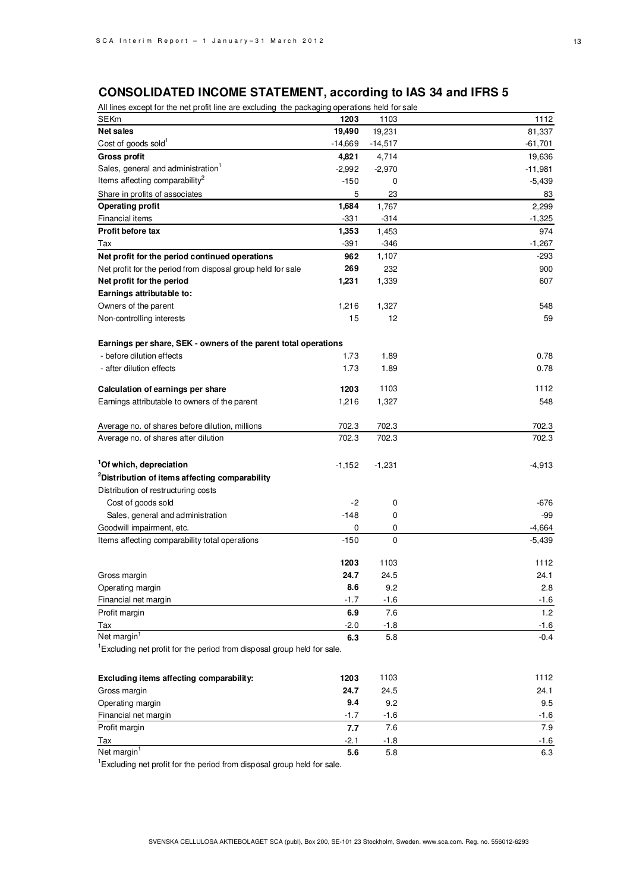## CONSOLIDATED INCOME STATEMENT, according to IAS 34 and IFRS 5

All lines except for the net profit line are excluding the packaging operations held for sale

| SEKm | 1203 | 1103 | 1112 |
|---|---|---|---|
| **Net sales** | **19,490** | 19,231 | 81,337 |
| Cost of goods sold[1] | -14,669 | -14,517 | -61,701 |
| **Gross profit** | **4,821** | 4,714 | 19,636 |
| Sales, general and administration[1] | -2,992 | -2,970 | -11,981 |
| Items affecting comparability[2] | -150 | 0 | -5,439 |
| Share in profits of associates | 5 | 23 | 83 |
| **Operating profit** | **1,684** | 1,767 | 2,299 |
| Financial items | -331 | -314 | -1,325 |
| **Profit before tax** | **1,353** | 1,453 | 974 |
| Tax | -391 | -346 | -1,267 |
| **Net profit for the period continued operations** | **962** | 1,107 | -293 |
| Net profit for the period from disposal group held for sale | **269** | 232 | 900 |
| **Net profit for the period** | **1,231** | 1,339 | 607 |
| **Earnings attributable to:** | | | |
| Owners of the parent | 1,216 | 1,327 | 548 |
| Non-controlling interests | 15 | 12 | 59 |
| | | | |
| **Earnings per share, SEK - owners of the parent total operations** | | | |
| - before dilution effects | 1.73 | 1.89 | 0.78 |
| - after dilution effects | 1.73 | 1.89 | 0.78 |
| | | | |
| **Calculation of earnings per share** | **1203** | 1103 | 1112 |
| Earnings attributable to owners of the parent | 1,216 | 1,327 | 548 |
| | | | |
| Average no. of shares before dilution, millions | 702.3 | 702.3 | 702.3 |
| Average no. of shares after dilution | 702.3 | 702.3 | 702.3 |
| | | | |
| **[1]Of which, depreciation** | -1,152 | -1,231 | -4,913 |
| **[2]Distribution of items affecting comparability** | | | |
| Distribution of restructuring costs | | | |
| Cost of goods sold | -2 | 0 | -676 |
| Sales, general and administration | -148 | 0 | -99 |
| Goodwill impairment, etc. | 0 | 0 | -4,664 |
| Items affecting comparability total operations | -150 | 0 | -5,439 |

| | 1203 | 1103 | 1112 |
|---|---|---|---|
| Gross margin | **24.7** | 24.5 | 24.1 |
| Operating margin | **8.6** | 9.2 | 2.8 |
| Financial net margin | -1.7 | -1.6 | -1.6 |
| Profit margin | **6.9** | 7.6 | 1.2 |
| Tax | -2.0 | -1.8 | -1.6 |
| Net margin[1] | **6.3** | 5.8 | -0.4 |

[1]Excluding net profit for the period from disposal group held for sale.

| **Excluding items affecting comparability:** | **1203** | 1103 | 1112 |
|---|---|---|---|
| Gross margin | **24.7** | 24.5 | 24.1 |
| Operating margin | **9.4** | 9.2 | 9.5 |
| Financial net margin | -1.7 | -1.6 | -1.6 |
| Profit margin | **7.7** | 7.6 | 7.9 |
| Tax | -2.1 | -1.8 | -1.6 |
| Net margin[1] | **5.6** | 5.8 | 6.3 |

[1]Excluding net profit for the period from disposal group held for sale.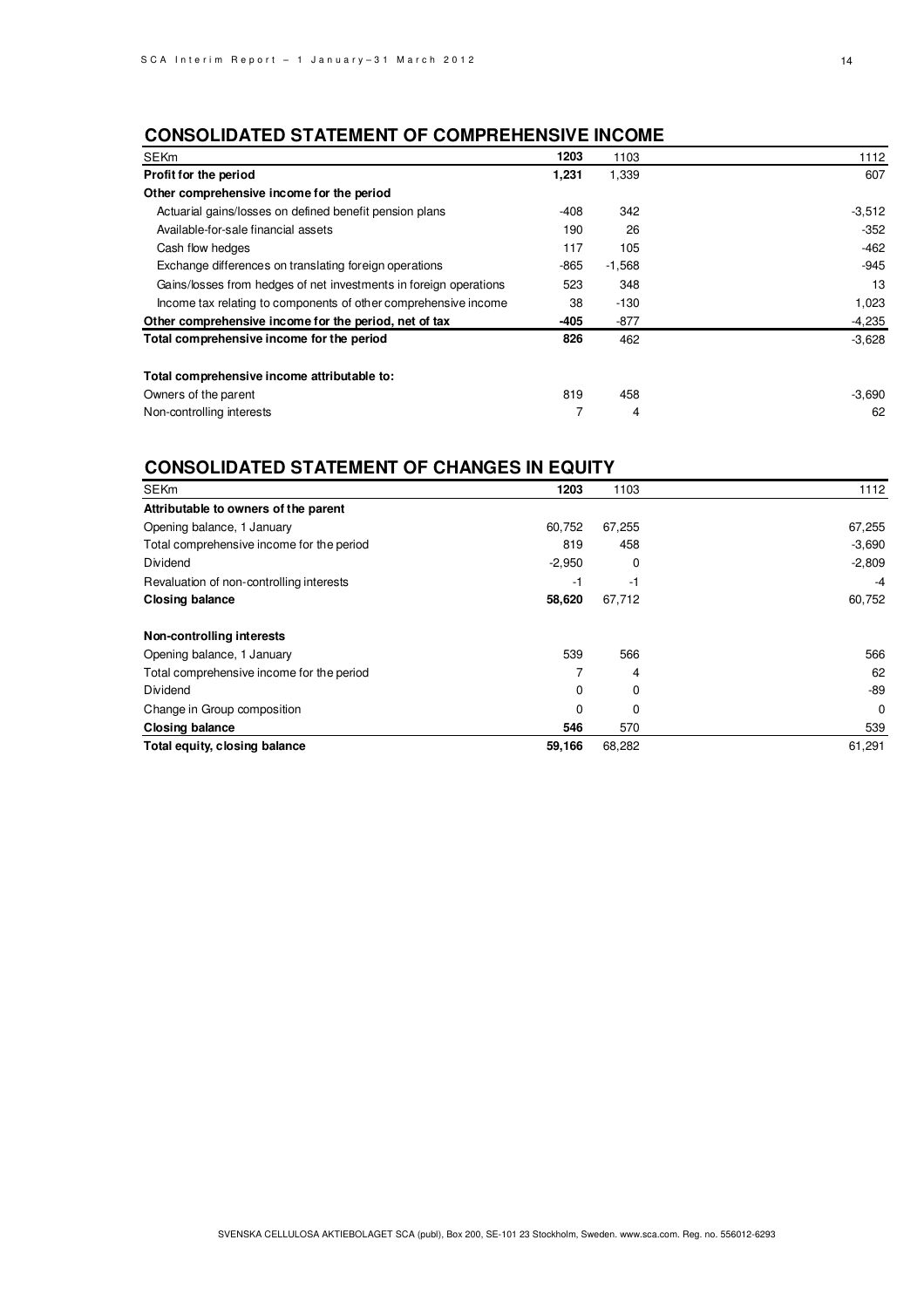## CONSOLIDATED STATEMENT OF COMPREHENSIVE INCOME

| SEKm | 1203 | 1103 | 1112 |
|---|---|---|---|
| **Profit for the period** | **1,231** | 1,339 | 607 |
| **Other comprehensive income for the period** | | | |
| Actuarial gains/losses on defined benefit pension plans | -408 | 342 | -3,512 |
| Available-for-sale financial assets | 190 | 26 | -352 |
| Cash flow hedges | 117 | 105 | -462 |
| Exchange differences on translating foreign operations | -865 | -1,568 | -945 |
| Gains/losses from hedges of net investments in foreign operations | 523 | 348 | 13 |
| Income tax relating to components of other comprehensive income | 38 | -130 | 1,023 |
| **Other comprehensive income for the period, net of tax** | **-405** | -877 | -4,235 |
| **Total comprehensive income for the period** | **826** | 462 | -3,628 |
| | | | |
| **Total comprehensive income attributable to:** | | | |
| Owners of the parent | 819 | 458 | -3,690 |
| Non-controlling interests | 7 | 4 | 62 |

## CONSOLIDATED STATEMENT OF CHANGES IN EQUITY

| SEKm | 1203 | 1103 | 1112 |
|---|---|---|---|
| **Attributable to owners of the parent** | | | |
| Opening balance, 1 January | 60,752 | 67,255 | 67,255 |
| Total comprehensive income for the period | 819 | 458 | -3,690 |
| Dividend | -2,950 | 0 | -2,809 |
| Revaluation of non-controlling interests | -1 | -1 | -4 |
| **Closing balance** | **58,620** | 67,712 | 60,752 |
| | | | |
| **Non-controlling interests** | | | |
| Opening balance, 1 January | 539 | 566 | 566 |
| Total comprehensive income for the period | 7 | 4 | 62 |
| Dividend | 0 | 0 | -89 |
| Change in Group composition | 0 | 0 | 0 |
| **Closing balance** | **546** | 570 | 539 |
| **Total equity, closing balance** | **59,166** | 68,282 | 61,291 |

SVENSKA CELLULOSA AKTIEBOLAGET SCA (publ), Box 200, SE-101 23 Stockholm, Sweden. www.sca.com. Reg. no. 556012-6293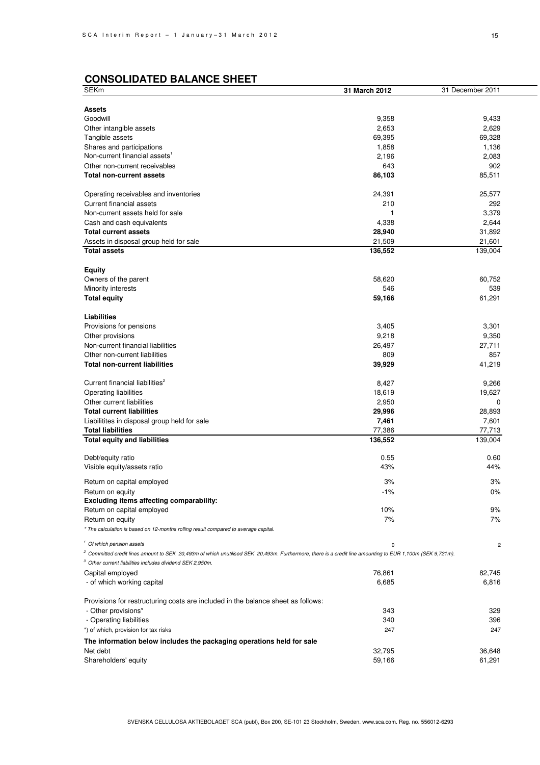## CONSOLIDATED BALANCE SHEET

| SEKm | 31 March 2012 | 31 December 2011 |
|---|---|---|
| **Assets** | | |
| Goodwill | 9,358 | 9,433 |
| Other intangible assets | 2,653 | 2,629 |
| Tangible assets | 69,395 | 69,328 |
| Shares and participations | 1,858 | 1,136 |
| Non-current financial assets[1] | 2,196 | 2,083 |
| Other non-current receivables | 643 | 902 |
| **Total non-current assets** | **86,103** | 85,511 |
| | | |
| Operating receivables and inventories | 24,391 | 25,577 |
| Current financial assets | 210 | 292 |
| Non-current assets held for sale | 1 | 3,379 |
| Cash and cash equivalents | 4,338 | 2,644 |
| **Total current assets** | **28,940** | 31,892 |
| Assets in disposal group held for sale | 21,509 | 21,601 |
| **Total assets** | **136,552** | 139,004 |
| | | |
| **Equity** | | |
| Owners of the parent | 58,620 | 60,752 |
| Minority interests | 546 | 539 |
| **Total equity** | **59,166** | 61,291 |
| | | |
| **Liabilities** | | |
| Provisions for pensions | 3,405 | 3,301 |
| Other provisions | 9,218 | 9,350 |
| Non-current financial liabilities | 26,497 | 27,711 |
| Other non-current liabilities | 809 | 857 |
| **Total non-current liabilities** | **39,929** | 41,219 |
| | | |
| Current financial liabilities[2] | 8,427 | 9,266 |
| Operating liabilities | 18,619 | 19,627 |
| Other current liabilities | 2,950 | 0 |
| **Total current liabilities** | **29,996** | 28,893 |
| Liabilitites in disposal group held for sale | **7,461** | 7,601 |
| **Total liabilities** | 77,386 | 77,713 |
| **Total equity and liabilities** | **136,552** | 139,004 |
| | | |
| Debt/equity ratio | 0.55 | 0.60 |
| Visible equity/assets ratio | 43% | 44% |
| | | |
| Return on capital employed | 3% | 3% |
| Return on equity | -1% | 0% |
| **Excluding items affecting comparability:** | | |
| Return on capital employed | 10% | 9% |
| Return on equity | 7% | 7% |

*\* The calculation is based on 12-months rolling result compared to average capital.*

| | | |
|---|---|---|
| [1] *Of which pension assets* | 0 | 2 |

[2] *Committed credit lines amount to SEK 20,493m of which unutilised SEK 20,493m. Furthermore, there is a credit line amounting to EUR 1,100m (SEK 9,721m).*

[3] *Other current liabilities includes dividend SEK 2,950m.*

| | | |
|---|---|---|
| Capital employed | 76,861 | 82,745 |
| - of which working capital | 6,685 | 6,816 |
| | | |
| Provisions for restructuring costs are included in the balance sheet as follows: | | |
| - Other provisions* | 343 | 329 |
| - Operating liabilities | 340 | 396 |
| *) of which, provision for tax risks | 247 | 247 |
| **The information below includes the packaging operations held for sale** | | |
| Net debt | 32,795 | 36,648 |
| Shareholders' equity | 59,166 | 61,291 |

SVENSKA CELLULOSA AKTIEBOLAGET SCA (publ), Box 200, SE-101 23 Stockholm, Sweden. www.sca.com. Reg. no. 556012-6293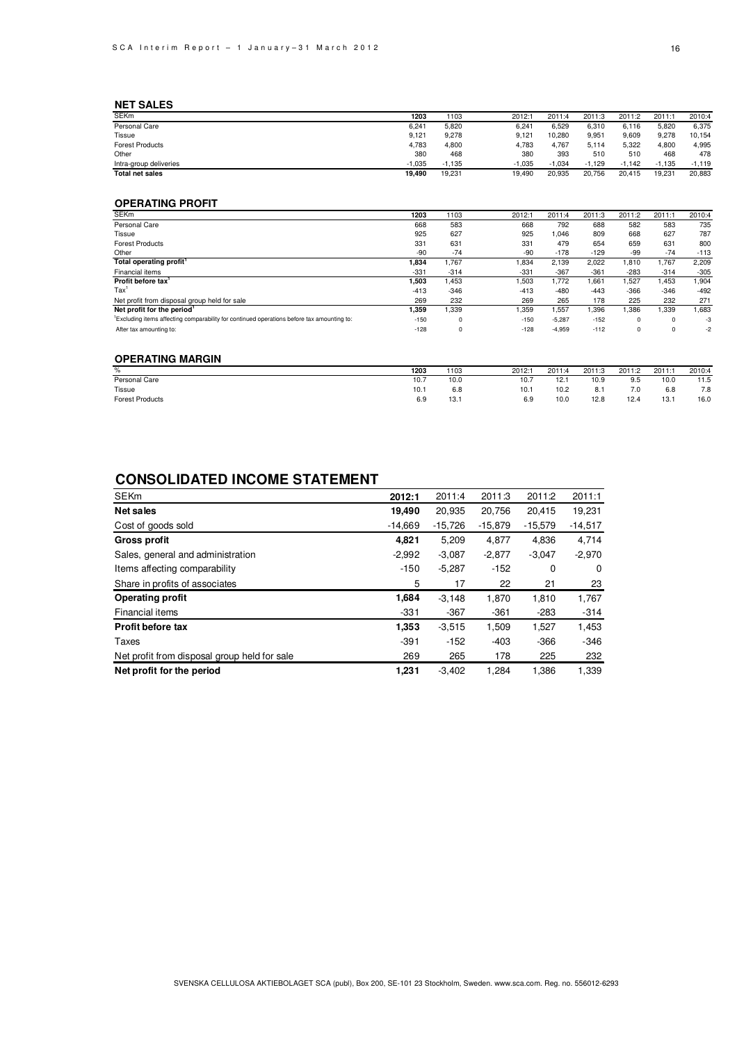## NET SALES

| SEKm | 1203 | 1103 | 2012:1 | 2011:4 | 2011:3 | 2011:2 | 2011:1 | 2010:4 |
|---|---|---|---|---|---|---|---|---|
| Personal Care | 6,241 | 5,820 | 6,241 | 6,529 | 6,310 | 6,116 | 5,820 | 6,375 |
| Tissue | 9,121 | 9,278 | 9,121 | 10,280 | 9,951 | 9,609 | 9,278 | 10,154 |
| Forest Products | 4,783 | 4,800 | 4,783 | 4,767 | 5,114 | 5,322 | 4,800 | 4,995 |
| Other | 380 | 468 | 380 | 393 | 510 | 510 | 468 | 478 |
| Intra-group deliveries | -1,035 | -1,135 | -1,035 | -1,034 | -1,129 | -1,142 | -1,135 | -1,119 |
| **Total net sales** | **19,490** | 19,231 | 19,490 | 20,935 | 20,756 | 20,415 | 19,231 | 20,883 |

## OPERATING PROFIT

| SEKm | 1203 | 1103 | 2012:1 | 2011:4 | 2011:3 | 2011:2 | 2011:1 | 2010:4 |
|---|---|---|---|---|---|---|---|---|
| Personal Care | 668 | 583 | 668 | 792 | 688 | 582 | 583 | 735 |
| Tissue | 925 | 627 | 925 | 1,046 | 809 | 668 | 627 | 787 |
| Forest Products | 331 | 631 | 331 | 479 | 654 | 659 | 631 | 800 |
| Other | -90 | -74 | -90 | -178 | -129 | -99 | -74 | -113 |
| **Total operating profit[1]** | **1,834** | 1,767 | 1,834 | 2,139 | 2,022 | 1,810 | 1,767 | 2,209 |
| Financial items | -331 | -314 | -331 | -367 | -361 | -283 | -314 | -305 |
| **Profit before tax[1]** | **1,503** | 1,453 | 1,503 | 1,772 | 1,661 | 1,527 | 1,453 | 1,904 |
| Tax[1] | -413 | -346 | -413 | -480 | -443 | -366 | -346 | -492 |
| Net profit from disposal group held for sale | 269 | 232 | 269 | 265 | 178 | 225 | 232 | 271 |
| **Net profit for the period[1]** | **1,359** | 1,339 | 1,359 | 1,557 | 1,396 | 1,386 | 1,339 | 1,683 |
| [1]Excluding items affecting comparability for continued operations before tax amounting to: | -150 | 0 | -150 | -5,287 | -152 | 0 | 0 | -3 |
| After tax amounting to: | -128 | 0 | -128 | -4,959 | -112 | 0 | 0 | -2 |

## OPERATING MARGIN

| % | 1203 | 1103 | 2012:1 | 2011:4 | 2011:3 | 2011:2 | 2011:1 | 2010:4 |
|---|---|---|---|---|---|---|---|---|
| Personal Care | 10.7 | 10.0 | 10.7 | 12.1 | 10.9 | 9.5 | 10.0 | 11.5 |
| Tissue | 10.1 | 6.8 | 10.1 | 10.2 | 8.1 | 7.0 | 6.8 | 7.8 |
| Forest Products | 6.9 | 13.1 | 6.9 | 10.0 | 12.8 | 12.4 | 13.1 | 16.0 |

## CONSOLIDATED INCOME STATEMENT

| SEKm | 2012:1 | 2011:4 | 2011:3 | 2011:2 | 2011:1 |
|---|---|---|---|---|---|
| **Net sales** | **19,490** | 20,935 | 20,756 | 20,415 | 19,231 |
| Cost of goods sold | -14,669 | -15,726 | -15,879 | -15,579 | -14,517 |
| **Gross profit** | **4,821** | 5,209 | 4,877 | 4,836 | 4,714 |
| Sales, general and administration | -2,992 | -3,087 | -2,877 | -3,047 | -2,970 |
| Items affecting comparability | -150 | -5,287 | -152 | 0 | 0 |
| Share in profits of associates | 5 | 17 | 22 | 21 | 23 |
| **Operating profit** | **1,684** | -3,148 | 1,870 | 1,810 | 1,767 |
| Financial items | -331 | -367 | -361 | -283 | -314 |
| **Profit before tax** | **1,353** | -3,515 | 1,509 | 1,527 | 1,453 |
| Taxes | -391 | -152 | -403 | -366 | -346 |
| Net profit from disposal group held for sale | 269 | 265 | 178 | 225 | 232 |
| **Net profit for the period** | **1,231** | -3,402 | 1,284 | 1,386 | 1,339 |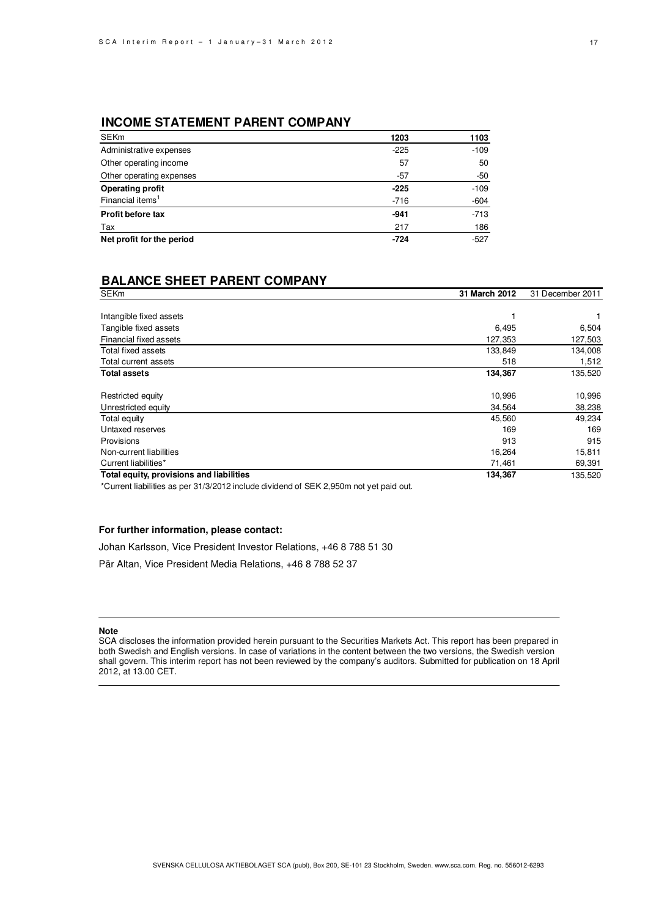## INCOME STATEMENT PARENT COMPANY

| SEKm | 1203 | 1103 |
| --- | --- | --- |
| Administrative expenses | -225 | -109 |
| Other operating income | 57 | 50 |
| Other operating expenses | -57 | -50 |
| **Operating profit** | **-225** | -109 |
| Financial items[1] | -716 | -604 |
| **Profit before tax** | **-941** | -713 |
| Tax | 217 | 186 |
| **Net profit for the period** | **-724** | -527 |

## BALANCE SHEET PARENT COMPANY

| SEKm | 31 March 2012 | 31 December 2011 |
| --- | --- | --- |
| Intangible fixed assets | 1 | 1 |
| Tangible fixed assets | 6,495 | 6,504 |
| Financial fixed assets | 127,353 | 127,503 |
| Total fixed assets | 133,849 | 134,008 |
| Total current assets | 518 | 1,512 |
| **Total assets** | **134,367** | 135,520 |
| Restricted equity | 10,996 | 10,996 |
| Unrestricted equity | 34,564 | 38,238 |
| Total equity | 45,560 | 49,234 |
| Untaxed reserves | 169 | 169 |
| Provisions | 913 | 915 |
| Non-current liabilities | 16,264 | 15,811 |
| Current liabilities* | 71,461 | 69,391 |
| **Total equity, provisions and liabilities** | **134,367** | 135,520 |

*Current liabilities as per 31/3/2012 include dividend of SEK 2,950m not yet paid out.

**For further information, please contact:**

Johan Karlsson, Vice President Investor Relations, +46 8 788 51 30

Pär Altan, Vice President Media Relations, +46 8 788 52 37

**Note**

SCA discloses the information provided herein pursuant to the Securities Markets Act. This report has been prepared in both Swedish and English versions. In case of variations in the content between the two versions, the Swedish version shall govern. This interim report has not been reviewed by the company's auditors. Submitted for publication on 18 April 2012, at 13.00 CET.

SVENSKA CELLULOSA AKTIEBOLAGET SCA (publ), Box 200, SE-101 23 Stockholm, Sweden. www.sca.com. Reg. no. 556012-6293